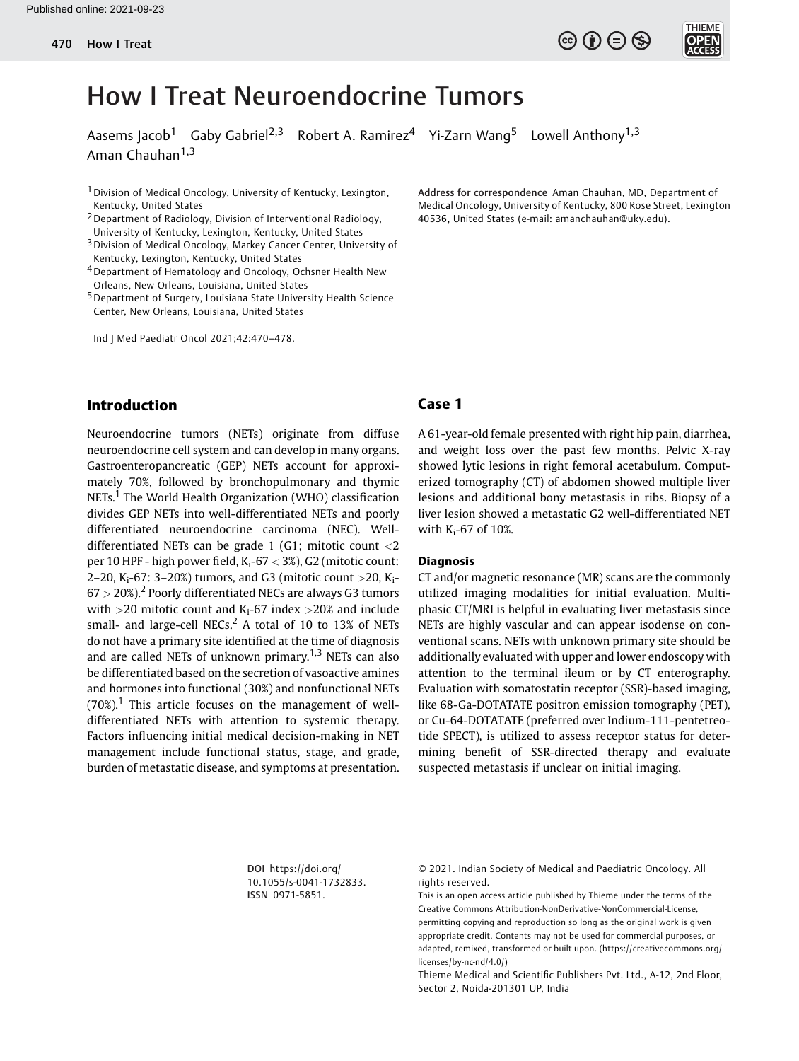# How I Treat Neuroendocrine Tumors

Aasems Jacob[1] Gaby Gabriel[2,3] Robert A. Ramirez[4] Yi-Zarn Wang[5] Lowell Anthony[1,3] Aman Chauhan[1,3]

[1] Division of Medical Oncology, University of Kentucky, Lexington, Kentucky, United States

[2] Department of Radiology, Division of Interventional Radiology, University of Kentucky, Lexington, Kentucky, United States

[3] Division of Medical Oncology, Markey Cancer Center, University of Kentucky, Lexington, Kentucky, United States

[4] Department of Hematology and Oncology, Ochsner Health New Orleans, New Orleans, Louisiana, United States

[5] Department of Surgery, Louisiana State University Health Science Center, New Orleans, Louisiana, United States

Address for correspondence Aman Chauhan, MD, Department of Medical Oncology, University of Kentucky, 800 Rose Street, Lexington 40536, United States (e-mail: amanchauhan@uky.edu).

Ind J Med Paediatr Oncol 2021;42:470–478.

## Introduction

Neuroendocrine tumors (NETs) originate from diffuse neuroendocrine cell system and can develop in many organs. Gastroenteropancreatic (GEP) NETs account for approximately 70%, followed by bronchopulmonary and thymic NETs.[1] The World Health Organization (WHO) classification divides GEP NETs into well-differentiated NETs and poorly differentiated neuroendocrine carcinoma (NEC). Well-differentiated NETs can be grade 1 (G1; mitotic count $<2$ per 10 HPF - high power field, $K_i$-67 $<3\%$), G2 (mitotic count: 2–20, $K_i$-67: 3–20%) tumors, and G3 (mitotic count $>20$, $K_i$-67 $>20\%$).[2] Poorly differentiated NECs are always G3 tumors with $>20$ mitotic count and $K_i$-67 index $>20\%$ and include small- and large-cell NECs.[2] A total of 10 to 13% of NETs do not have a primary site identified at the time of diagnosis and are called NETs of unknown primary.[1,3] NETs can also be differentiated based on the secretion of vasoactive amines and hormones into functional (30%) and nonfunctional NETs (70%).[1] This article focuses on the management of well-differentiated NETs with attention to systemic therapy. Factors influencing initial medical decision-making in NET management include functional status, stage, and grade, burden of metastatic disease, and symptoms at presentation.

## Case 1

A 61-year-old female presented with right hip pain, diarrhea, and weight loss over the past few months. Pelvic X-ray showed lytic lesions in right femoral acetabulum. Computerized tomography (CT) of abdomen showed multiple liver lesions and additional bony metastasis in ribs. Biopsy of a liver lesion showed a metastatic G2 well-differentiated NET with $K_i$-67 of 10%.

### Diagnosis

CT and/or magnetic resonance (MR) scans are the commonly utilized imaging modalities for initial evaluation. Multiphasic CT/MRI is helpful in evaluating liver metastasis since NETs are highly vascular and can appear isodense on conventional scans. NETs with unknown primary site should be additionally evaluated with upper and lower endoscopy with attention to the terminal ileum or by CT enterography. Evaluation with somatostatin receptor (SSR)-based imaging, like 68-Ga-DOTATATE positron emission tomography (PET), or Cu-64-DOTATATE (preferred over Indium-111-pentetreotide SPECT), is utilized to assess receptor status for determining benefit of SSR-directed therapy and evaluate suspected metastasis if unclear on initial imaging.

DOI https://doi.org/10.1055/s-0041-1732833.
ISSN 0971-5851.

© 2021. Indian Society of Medical and Paediatric Oncology. All rights reserved.

This is an open access article published by Thieme under the terms of the Creative Commons Attribution-NonDerivative-NonCommercial-License, permitting copying and reproduction so long as the original work is given appropriate credit. Contents may not be used for commercial purposes, or adapted, remixed, transformed or built upon. (https://creativecommons.org/licenses/by-nc-nd/4.0/)

Thieme Medical and Scientific Publishers Pvt. Ltd., A-12, 2nd Floor, Sector 2, Noida-201301 UP, India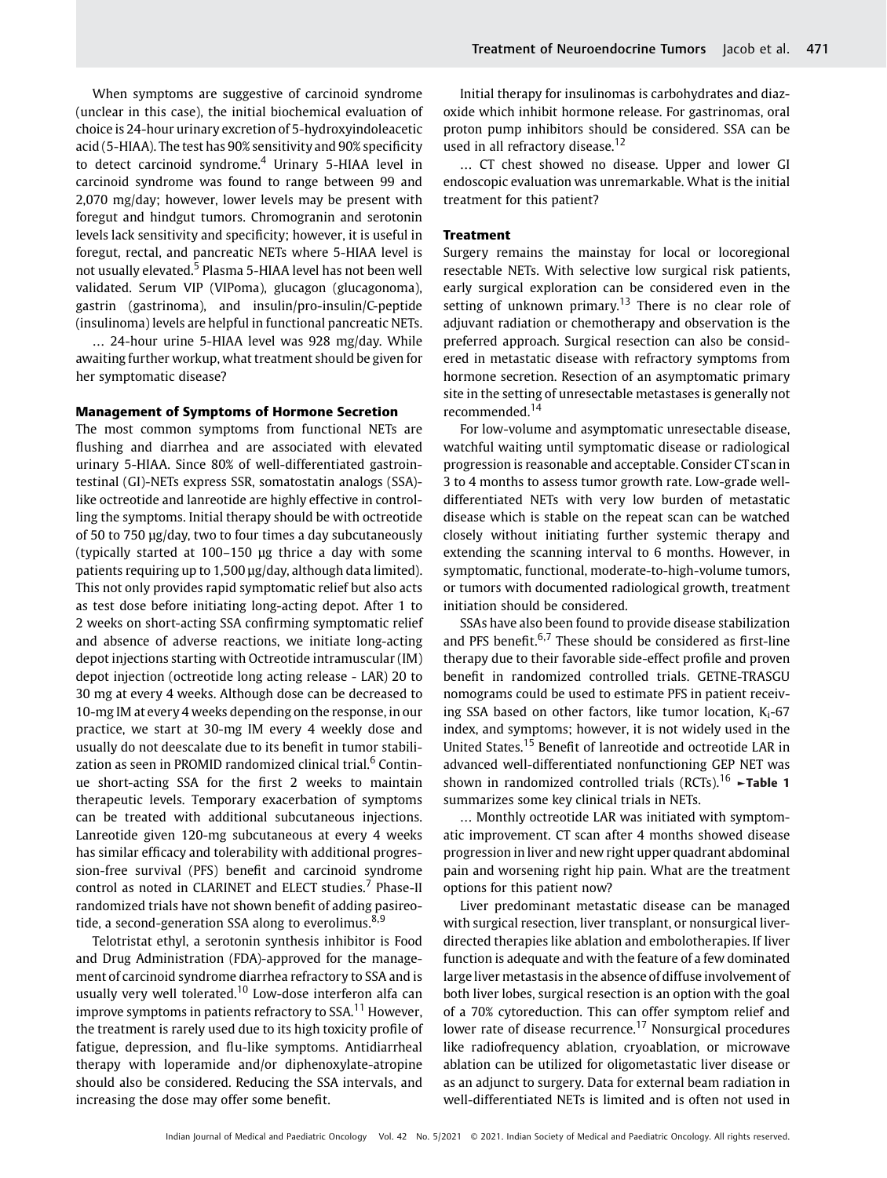When symptoms are suggestive of carcinoid syndrome (unclear in this case), the initial biochemical evaluation of choice is 24-hour urinary excretion of 5-hydroxyindoleacetic acid (5-HIAA). The test has 90% sensitivity and 90% specificity to detect carcinoid syndrome.[4] Urinary 5-HIAA level in carcinoid syndrome was found to range between 99 and 2,070 mg/day; however, lower levels may be present with foregut and hindgut tumors. Chromogranin and serotonin levels lack sensitivity and specificity; however, it is useful in foregut, rectal, and pancreatic NETs where 5-HIAA level is not usually elevated.[5] Plasma 5-HIAA level has not been well validated. Serum VIP (VIPoma), glucagon (glucagonoma), gastrin (gastrinoma), and insulin/pro-insulin/C-peptide (insulinoma) levels are helpful in functional pancreatic NETs.

… 24-hour urine 5-HIAA level was 928 mg/day. While awaiting further workup, what treatment should be given for her symptomatic disease?

### Management of Symptoms of Hormone Secretion

The most common symptoms from functional NETs are flushing and diarrhea and are associated with elevated urinary 5-HIAA. Since 80% of well-differentiated gastrointestinal (GI)-NETs express SSR, somatostatin analogs (SSA)-like octreotide and lanreotide are highly effective in controlling the symptoms. Initial therapy should be with octreotide of 50 to 750 µg/day, two to four times a day subcutaneously (typically started at 100–150 µg thrice a day with some patients requiring up to 1,500 µg/day, although data limited). This not only provides rapid symptomatic relief but also acts as test dose before initiating long-acting depot. After 1 to 2 weeks on short-acting SSA confirming symptomatic relief and absence of adverse reactions, we initiate long-acting depot injections starting with Octreotide intramuscular (IM) depot injection (octreotide long acting release - LAR) 20 to 30 mg at every 4 weeks. Although dose can be decreased to 10-mg IM at every 4 weeks depending on the response, in our practice, we start at 30-mg IM every 4 weekly dose and usually do not deescalate due to its benefit in tumor stabilization as seen in PROMID randomized clinical trial.[6] Continue short-acting SSA for the first 2 weeks to maintain therapeutic levels. Temporary exacerbation of symptoms can be treated with additional subcutaneous injections. Lanreotide given 120-mg subcutaneous at every 4 weeks has similar efficacy and tolerability with additional progression-free survival (PFS) benefit and carcinoid syndrome control as noted in CLARINET and ELECT studies.[7] Phase-II randomized trials have not shown benefit of adding pasireotide, a second-generation SSA along to everolimus.[8,9]

Telotristat ethyl, a serotonin synthesis inhibitor is Food and Drug Administration (FDA)-approved for the management of carcinoid syndrome diarrhea refractory to SSA and is usually very well tolerated.[10] Low-dose interferon alfa can improve symptoms in patients refractory to SSA.[11] However, the treatment is rarely used due to its high toxicity profile of fatigue, depression, and flu-like symptoms. Antidiarrheal therapy with loperamide and/or diphenoxylate-atropine should also be considered. Reducing the SSA intervals, and increasing the dose may offer some benefit.

Initial therapy for insulinomas is carbohydrates and diazoxide which inhibit hormone release. For gastrinomas, oral proton pump inhibitors should be considered. SSA can be used in all refractory disease.[12]

… CT chest showed no disease. Upper and lower GI endoscopic evaluation was unremarkable. What is the initial treatment for this patient?

### Treatment

Surgery remains the mainstay for local or locoregional resectable NETs. With selective low surgical risk patients, early surgical exploration can be considered even in the setting of unknown primary.[13] There is no clear role of adjuvant radiation or chemotherapy and observation is the preferred approach. Surgical resection can also be considered in metastatic disease with refractory symptoms from hormone secretion. Resection of an asymptomatic primary site in the setting of unresectable metastases is generally not recommended.[14]

For low-volume and asymptomatic unresectable disease, watchful waiting until symptomatic disease or radiological progression is reasonable and acceptable. Consider CT scan in 3 to 4 months to assess tumor growth rate. Low-grade well-differentiated NETs with very low burden of metastatic disease which is stable on the repeat scan can be watched closely without initiating further systemic therapy and extending the scanning interval to 6 months. However, in symptomatic, functional, moderate-to-high-volume tumors, or tumors with documented radiological growth, treatment initiation should be considered.

SSAs have also been found to provide disease stabilization and PFS benefit.[6,7] These should be considered as first-line therapy due to their favorable side-effect profile and proven benefit in randomized controlled trials. GETNE-TRASGU nomograms could be used to estimate PFS in patient receiving SSA based on other factors, like tumor location, $K_i$-67 index, and symptoms; however, it is not widely used in the United States.[15] Benefit of lanreotide and octreotide LAR in advanced well-differentiated nonfunctioning GEP NET was shown in randomized controlled trials (RCTs).[16] ►**Table 1** summarizes some key clinical trials in NETs.

… Monthly octreotide LAR was initiated with symptomatic improvement. CT scan after 4 months showed disease progression in liver and new right upper quadrant abdominal pain and worsening right hip pain. What are the treatment options for this patient now?

Liver predominant metastatic disease can be managed with surgical resection, liver transplant, or nonsurgical liver-directed therapies like ablation and embolotherapies. If liver function is adequate and with the feature of a few dominated large liver metastasis in the absence of diffuse involvement of both liver lobes, surgical resection is an option with the goal of a 70% cytoreduction. This can offer symptom relief and lower rate of disease recurrence.[17] Nonsurgical procedures like radiofrequency ablation, cryoablation, or microwave ablation can be utilized for oligometastatic liver disease or as an adjunct to surgery. Data for external beam radiation in well-differentiated NETs is limited and is often not used in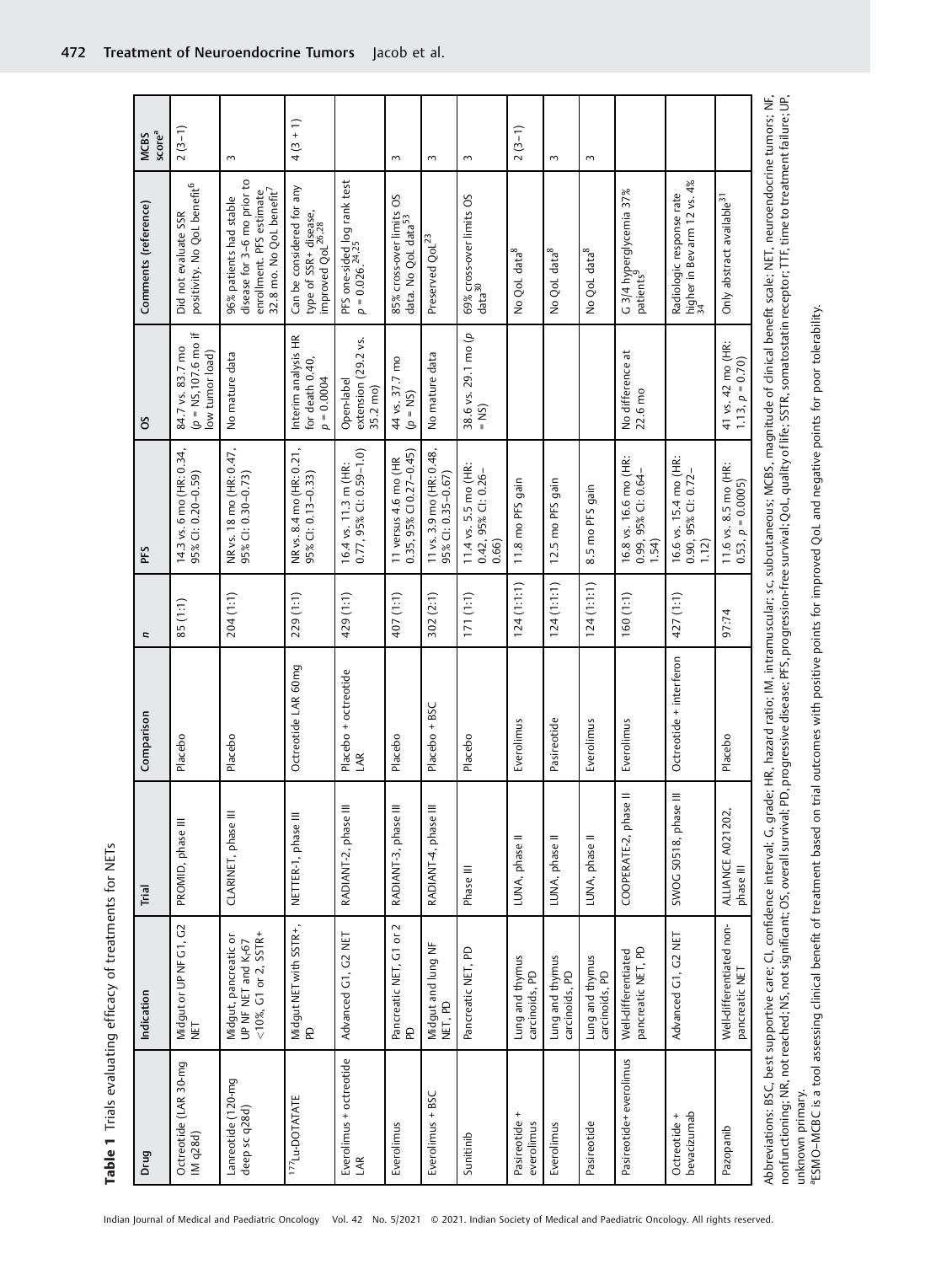**Table 1** Trials evaluating efficacy of treatments for NETs

| Drug | Indication | Trial | Comparison | n | PFS | OS | Comments (reference) | MCBS score[a] |
|---|---|---|---|---|---|---|---|---|
| Octreotide (LAR 30-mg IM q28d) | Midgut or UP NF G1, G2 NET | PROMID, phase III | Placebo | 85 (1:1) | 14.3 vs. 6 mo (HR: 0.34, 95% CI: 0.20–0.59) | 84.7 vs. 83.7 mo (p = NS,107.6 mo if low tumor load) | Did not evaluate SSR positivity. No QoL benefit[6] | 2 (3−1) |
| Lanreotide (120-mg deep sc q28d) | Midgut, pancreatic or UP NF NET and K-67 <10%, G1 or 2, SSTR+ | CLARINET, phase III | Placebo | 204 (1:1) | NR vs. 18 mo (HR: 0.47, 95% CI: 0.30–0.73) | No mature data | 96% patients had stable disease for 3–6 mo prior to enrollment. PFS estimate 32.8 mo. No QoL benefit[7] | 3 |
| $^{177}$Lu-DOTATATE | Midgut NET with SSTR+, PD | NETTER-1, phase III | Octreotide LAR 60mg | 229 (1:1) | NR vs. 8.4 mo (HR: 0.21, 95% CI: 0.13–0.33) | Interim analysis HR for death 0.40, p = 0.0004 | Can be considered for any type of SSR+ disease, improved QoL[26,28] | 4 (3 + 1) |
| Everolimus + octreotide LAR | Advanced G1, G2 NET | RADIANT-2, phase III | Placebo + octreotide LAR | 429 (1:1) | 16.4 vs. 11.3 m (HR: 0.77, 95% CI: 0.59–1.0) | Open-label extension (29.2 vs. 35.2 mo) | PFS one-sided log rank test p = 0.026.[24,25] | |
| Everolimus | Pancreatic NET, G1 or 2 PD | RADIANT-3, phase III | Placebo | 407 (1:1) | 11 versus 4.6 mo (HR 0.35, 95% CI 0.27–0.45) | 44 vs. 37.7 mo (p = NS) | 85% cross-over limits OS data. No QoL data[53] | 3 |
| Everolimus + BSC | Midgut and lung NF NET, PD | RADIANT-4, phase III | Placebo + BSC | 302 (2:1) | 11 vs. 3.9 mo (HR: 0.48, 95% CI: 0.35–0.67) | No mature data | Preserved QoL[23] | 3 |
| Sunitinib | Pancreatic NET, PD | Phase III | Placebo | 171 (1:1) | 11.4 vs. 5.5 mo (HR: 0.42, 95% CI: 0.26–0.66) | 38.6 vs. 29.1 mo (p = NS) | 69% cross-over limits OS data[30] | 3 |
| Pasireotide + everolimus | Lung and thymus carcinoids, PD | LUNA, phase II | Everolimus | 124 (1:1:1) | 11.8 mo PFS gain | | No QoL data[8] | 2 (3−1) |
| Everolimus | Lung and thymus carcinoids, PD | LUNA, phase II | Pasireotide | 124 (1:1:1) | 12.5 mo PFS gain | | No QoL data[8] | 3 |
| Pasireotide | Lung and thymus carcinoids, PD | LUNA, phase II | Everolimus | 124 (1:1:1) | 8.5 mo PFS gain | | No QoL data[8] | 3 |
| Pasireotide+ everolimus | Well-differentiated pancreatic NET, PD | COOPERATE-2, phase II | Everolimus | 160 (1:1) | 16.8 vs. 16.6 mo (HR: 0.99, 95% CI: 0.64–1.54) | No difference at 22.6 mo | G 3/4 hyperglycemia 37% patients[9] | |
| Octreotide + bevacizumab | Advanced G1, G2 NET | SWOG S0518, phase III | Octreotide + interferon | 427 (1:1) | 16.6 vs. 15.4 mo (HR: 0.90, 95% CI: 0.72–1.12) | | Radiologic response rate higher in Bev arm 12 vs. 4%[34] | |
| Pazopanib | Well-differentiated non-pancreatic NET | ALLIANCE A021202, phase III | Placebo | 97:74 | 11.6 vs. 8.5 mo (HR: 0.53, p = 0.0005) | 41 vs. 42 mo (HR: 1.13, p = 0.70) | Only abstract available[31] | |

Abbreviations: BSC, best supportive care; CI, confidence interval; G, grade; HR, hazard ratio; IM, intramuscular; sc, subcutaneous; MCBS, magnitude of clinical benefit scale; NET, neuroendocrine tumors; NF, nonfunctioning; NR, not reached; NS, not significant; OS, overall survival; PD, progressive disease; PFS, progression-free survival; QoL, quality of life; SSTR, somatostatin receptor; TTF, time to treatment failure; UP, unknown primary.

[a]ESMO-MCBC is a tool assessing clinical benefit of treatment based on trial outcomes with positive points for improved QoL and negative points for poor tolerability.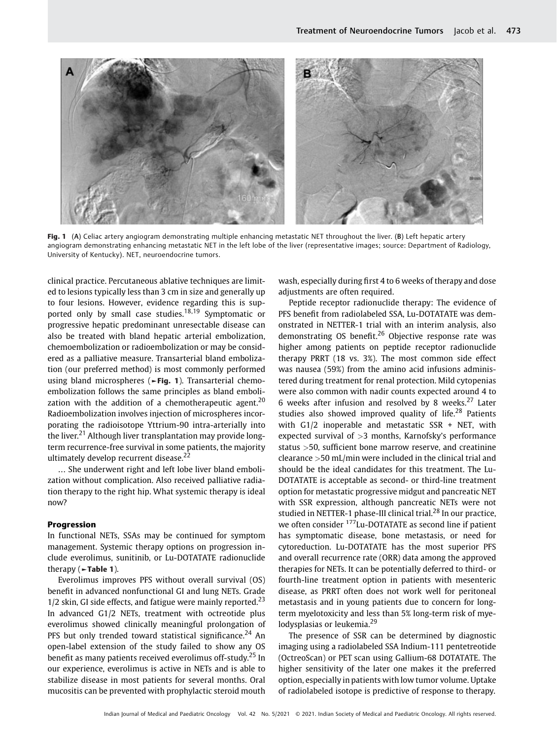Fig. 1 (A) Celiac artery angiogram demonstrating multiple enhancing metastatic NET throughout the liver. (B) Left hepatic artery angiogram demonstrating enhancing metastatic NET in the left lobe of the liver (representative images; source: Department of Radiology, University of Kentucky). NET, neuroendocrine tumors.

clinical practice. Percutaneous ablative techniques are limited to lesions typically less than 3 cm in size and generally up to four lesions. However, evidence regarding this is supported only by small case studies.[18,19] Symptomatic or progressive hepatic predominant unresectable disease can also be treated with bland hepatic arterial embolization, chemoembolization or radioembolization or may be considered as a palliative measure. Transarterial bland embolization (our preferred method) is most commonly performed using bland microspheres (►Fig. 1). Transarterial chemoembolization follows the same principles as bland embolization with the addition of a chemotherapeutic agent.[20] Radioembolization involves injection of microspheres incorporating the radioisotope Yttrium-90 intra-arterially into the liver.[21] Although liver transplantation may provide long-term recurrence-free survival in some patients, the majority ultimately develop recurrent disease.[22]

… She underwent right and left lobe liver bland embolization without complication. Also received palliative radiation therapy to the right hip. What systemic therapy is ideal now?

## Progression

In functional NETs, SSAs may be continued for symptom management. Systemic therapy options on progression include everolimus, sunitinib, or Lu-DOTATATE radionuclide therapy (►Table 1).

Everolimus improves PFS without overall survival (OS) benefit in advanced nonfunctional GI and lung NETs. Grade 1/2 skin, GI side effects, and fatigue were mainly reported.[23] In advanced G1/2 NETs, treatment with octreotide plus everolimus showed clinically meaningful prolongation of PFS but only trended toward statistical significance.[24] An open-label extension of the study failed to show any OS benefit as many patients received everolimus off-study.[25] In our experience, everolimus is active in NETs and is able to stabilize disease in most patients for several months. Oral mucositis can be prevented with prophylactic steroid mouth wash, especially during first 4 to 6 weeks of therapy and dose adjustments are often required.

Peptide receptor radionuclide therapy: The evidence of PFS benefit from radiolabeled SSA, Lu-DOTATATE was demonstrated in NETTER-1 trial with an interim analysis, also demonstrating OS benefit.[26] Objective response rate was higher among patients on peptide receptor radionuclide therapy PRRT (18 vs. 3%). The most common side effect was nausea (59%) from the amino acid infusions administered during treatment for renal protection. Mild cytopenias were also common with nadir counts expected around 4 to 6 weeks after infusion and resolved by 8 weeks.[27] Later studies also showed improved quality of life.[28] Patients with G1/2 inoperable and metastatic SSR + NET, with expected survival of >3 months, Karnofsky's performance status >50, sufficient bone marrow reserve, and creatinine clearance >50 mL/min were included in the clinical trial and should be the ideal candidates for this treatment. The Lu-DOTATATE is acceptable as second- or third-line treatment option for metastatic progressive midgut and pancreatic NET with SSR expression, although pancreatic NETs were not studied in NETTER-1 phase-III clinical trial.[28] In our practice, we often consider $^{177}$Lu-DOTATATE as second line if patient has symptomatic disease, bone metastasis, or need for cytoreduction. Lu-DOTATATE has the most superior PFS and overall recurrence rate (ORR) data among the approved therapies for NETs. It can be potentially deferred to third- or fourth-line treatment option in patients with mesenteric disease, as PRRT often does not work well for peritoneal metastasis and in young patients due to concern for long-term myelotoxicity and less than 5% long-term risk of myelodysplasias or leukemia.[29]

The presence of SSR can be determined by diagnostic imaging using a radiolabeled SSA Indium-111 pentetreotide (OctreoScan) or PET scan using Gallium-68 DOTATATE. The higher sensitivity of the later one makes it the preferred option, especially in patients with low tumor volume. Uptake of radiolabeled isotope is predictive of response to therapy.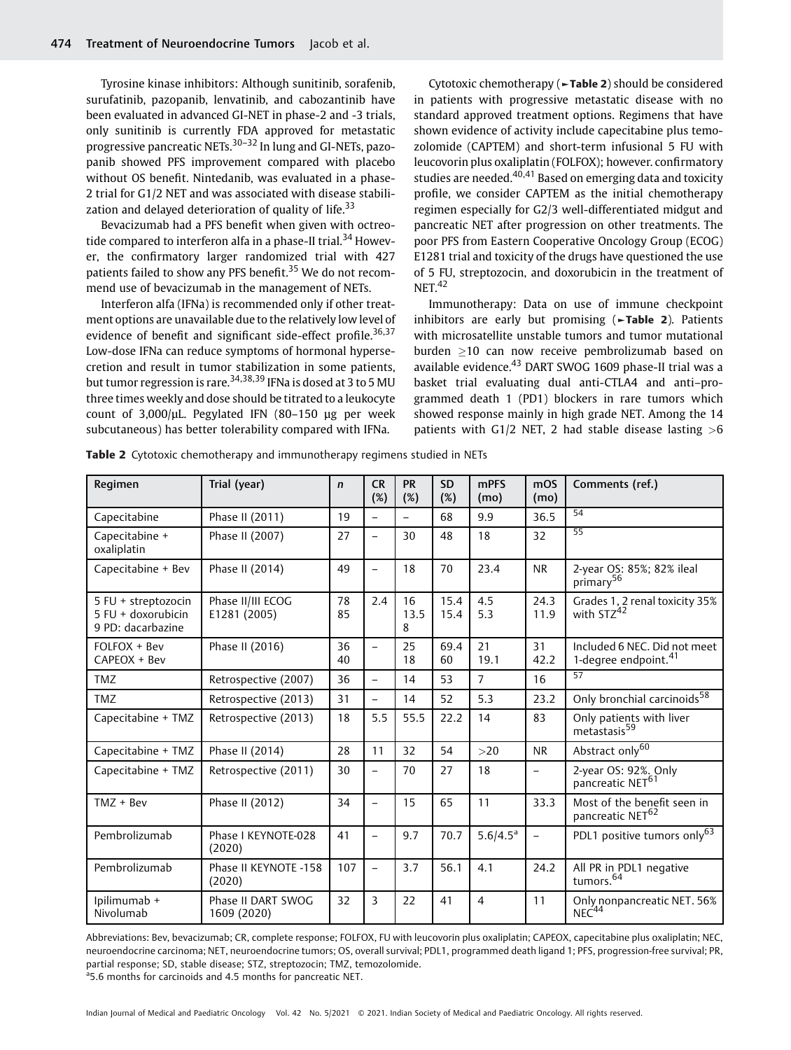Tyrosine kinase inhibitors: Although sunitinib, sorafenib, surufatinib, pazopanib, lenvatinib, and cabozantinib have been evaluated in advanced GI-NET in phase-2 and -3 trials, only sunitinib is currently FDA approved for metastatic progressive pancreatic NETs.[30–32] In lung and GI-NETs, pazopanib showed PFS improvement compared with placebo without OS benefit. Nintedanib, was evaluated in a phase-2 trial for G1/2 NET and was associated with disease stabilization and delayed deterioration of quality of life.[33]

Bevacizumab had a PFS benefit when given with octreotide compared to interferon alfa in a phase-II trial.[34] However, the confirmatory larger randomized trial with 427 patients failed to show any PFS benefit.[35] We do not recommend use of bevacizumab in the management of NETs.

Interferon alfa (IFNa) is recommended only if other treatment options are unavailable due to the relatively low level of evidence of benefit and significant side-effect profile.[36,37] Low-dose IFNa can reduce symptoms of hormonal hypersecretion and result in tumor stabilization in some patients, but tumor regression is rare.[34,38,39] IFNa is dosed at 3 to 5 MU three times weekly and dose should be titrated to a leukocyte count of 3,000/μL. Pegylated IFN (80–150 μg per week subcutaneous) has better tolerability compared with IFNa.

Cytotoxic chemotherapy (►Table 2) should be considered in patients with progressive metastatic disease with no standard approved treatment options. Regimens that have shown evidence of activity include capecitabine plus temozolomide (CAPTEM) and short-term infusional 5 FU with leucovorin plus oxaliplatin (FOLFOX); however, confirmatory studies are needed.[40,41] Based on emerging data and toxicity profile, we consider CAPTEM as the initial chemotherapy regimen especially for G2/3 well-differentiated midgut and pancreatic NET after progression on other treatments. The poor PFS from Eastern Cooperative Oncology Group (ECOG) E1281 trial and toxicity of the drugs have questioned the use of 5 FU, streptozocin, and doxorubicin in the treatment of NET.[42]

Immunotherapy: Data on use of immune checkpoint inhibitors are early but promising (►Table 2). Patients with microsatellite unstable tumors and tumor mutational burden ≥10 can now receive pembrolizumab based on available evidence.[43] DART SWOG 1609 phase-II trial was a basket trial evaluating dual anti-CTLA4 and anti–programmed death 1 (PD1) blockers in rare tumors which showed response mainly in high grade NET. Among the 14 patients with G1/2 NET, 2 had stable disease lasting >6

**Table 2** Cytotoxic chemotherapy and immunotherapy regimens studied in NETs

| Regimen | Trial (year) | *n* | CR (%) | PR (%) | SD (%) | mPFS (mo) | mOS (mo) | Comments (ref.) |
|---|---|---|---|---|---|---|---|---|
| Capecitabine | Phase II (2011) | 19 | – | – | 68 | 9.9 | 36.5 | [54] |
| Capecitabine + oxaliplatin | Phase II (2007) | 27 | – | 30 | 48 | 18 | 32 | [55] |
| Capecitabine + Bev | Phase II (2014) | 49 | – | 18 | 70 | 23.4 | NR | 2-year OS: 85%; 82% ileal primary[56] |
| 5 FU + streptozocin<br>5 FU + doxorubicin<br>9 PD: dacarbazine | Phase II/III ECOG E1281 (2005) | 78<br>85 | 2.4 | 16<br>13.5<br>8 | 15.4<br>15.4 | 4.5<br>5.3 | 24.3<br>11.9 | Grades 1, 2 renal toxicity 35% with STZ[42] |
| FOLFOX + Bev<br>CAPEOX + Bev | Phase II (2016) | 36<br>40 | – | 25<br>18 | 69.4<br>60 | 21<br>19.1 | 31<br>42.2 | Included 6 NEC. Did not meet 1-degree endpoint.[41] |
| TMZ | Retrospective (2007) | 36 | – | 14 | 53 | 7 | 16 | [57] |
| TMZ | Retrospective (2013) | 31 | – | 14 | 52 | 5.3 | 23.2 | Only bronchial carcinoids[58] |
| Capecitabine + TMZ | Retrospective (2013) | 18 | 5.5 | 55.5 | 22.2 | 14 | 83 | Only patients with liver metastasis[59] |
| Capecitabine + TMZ | Phase II (2014) | 28 | 11 | 32 | 54 | >20 | NR | Abstract only[60] |
| Capecitabine + TMZ | Retrospective (2011) | 30 | – | 70 | 27 | 18 | – | 2-year OS: 92%. Only pancreatic NET[61] |
| TMZ + Bev | Phase II (2012) | 34 | – | 15 | 65 | 11 | 33.3 | Most of the benefit seen in pancreatic NET[62] |
| Pembrolizumab | Phase I KEYNOTE-028 (2020) | 41 | – | 9.7 | 70.7 | 5.6/4.5[a] | – | PDL1 positive tumors only[63] |
| Pembrolizumab | Phase II KEYNOTE -158 (2020) | 107 | – | 3.7 | 56.1 | 4.1 | 24.2 | All PR in PDL1 negative tumors.[64] |
| Ipilimumab + Nivolumab | Phase II DART SWOG 1609 (2020) | 32 | 3 | 22 | 41 | 4 | 11 | Only nonpancreatic NET. 56% NEC[44] |

Abbreviations: Bev, bevacizumab; CR, complete response; FOLFOX, FU with leucovorin plus oxaliplatin; CAPEOX, capecitabine plus oxaliplatin; NEC, neuroendocrine carcinoma; NET, neuroendocrine tumors; OS, overall survival; PDL1, programmed death ligand 1; PFS, progression-free survival; PR, partial response; SD, stable disease; STZ, streptozocin; TMZ, temozolomide.

[a]5.6 months for carcinoids and 4.5 months for pancreatic NET.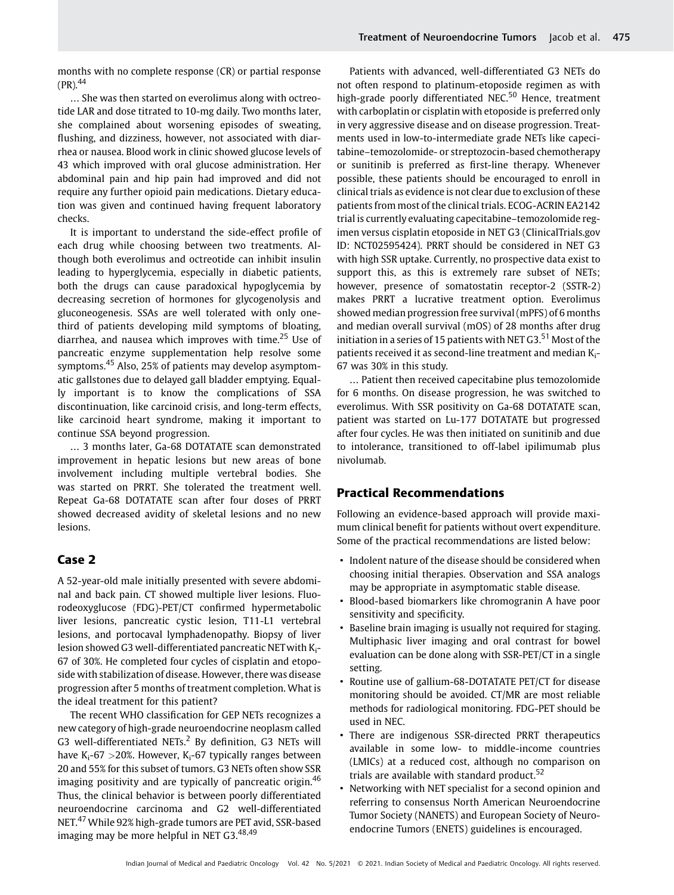months with no complete response (CR) or partial response (PR).[44]

… She was then started on everolimus along with octreotide LAR and dose titrated to 10-mg daily. Two months later, she complained about worsening episodes of sweating, flushing, and dizziness, however, not associated with diarrhea or nausea. Blood work in clinic showed glucose levels of 43 which improved with oral glucose administration. Her abdominal pain and hip pain had improved and did not require any further opioid pain medications. Dietary education was given and continued having frequent laboratory checks.

It is important to understand the side-effect profile of each drug while choosing between two treatments. Although both everolimus and octreotide can inhibit insulin leading to hyperglycemia, especially in diabetic patients, both the drugs can cause paradoxical hypoglycemia by decreasing secretion of hormones for glycogenolysis and gluconeogenesis. SSAs are well tolerated with only one-third of patients developing mild symptoms of bloating, diarrhea, and nausea which improves with time.[25] Use of pancreatic enzyme supplementation help resolve some symptoms.[45] Also, 25% of patients may develop asymptomatic gallstones due to delayed gall bladder emptying. Equally important is to know the complications of SSA discontinuation, like carcinoid crisis, and long-term effects, like carcinoid heart syndrome, making it important to continue SSA beyond progression.

… 3 months later, Ga-68 DOTATATE scan demonstrated improvement in hepatic lesions but new areas of bone involvement including multiple vertebral bodies. She was started on PRRT. She tolerated the treatment well. Repeat Ga-68 DOTATATE scan after four doses of PRRT showed decreased avidity of skeletal lesions and no new lesions.

## Case 2

A 52-year-old male initially presented with severe abdominal and back pain. CT showed multiple liver lesions. Fluorodeoxyglucose (FDG)-PET/CT confirmed hypermetabolic liver lesions, pancreatic cystic lesion, T11-L1 vertebral lesions, and portocaval lymphadenopathy. Biopsy of liver lesion showed G3 well-differentiated pancreatic NET with $K_i$-67 of 30%. He completed four cycles of cisplatin and etoposide with stabilization of disease. However, there was disease progression after 5 months of treatment completion. What is the ideal treatment for this patient?

The recent WHO classification for GEP NETs recognizes a new category of high-grade neuroendocrine neoplasm called G3 well-differentiated NETs.[2] By definition, G3 NETs will have $K_i$-67 >20%. However, $K_i$-67 typically ranges between 20 and 55% for this subset of tumors. G3 NETs often show SSR imaging positivity and are typically of pancreatic origin.[46] Thus, the clinical behavior is between poorly differentiated neuroendocrine carcinoma and G2 well-differentiated NET.[47] While 92% high-grade tumors are PET avid, SSR-based imaging may be more helpful in NET G3.[48,49]

Patients with advanced, well-differentiated G3 NETs do not often respond to platinum-etoposide regimen as with high-grade poorly differentiated NEC.[50] Hence, treatment with carboplatin or cisplatin with etoposide is preferred only in very aggressive disease and on disease progression. Treatments used in low-to-intermediate grade NETs like capecitabine–temozolomide- or streptozocin-based chemotherapy or sunitinib is preferred as first-line therapy. Whenever possible, these patients should be encouraged to enroll in clinical trials as evidence is not clear due to exclusion of these patients from most of the clinical trials. ECOG-ACRIN EA2142 trial is currently evaluating capecitabine–temozolomide regimen versus cisplatin etoposide in NET G3 (ClinicalTrials.gov ID: NCT02595424). PRRT should be considered in NET G3 with high SSR uptake. Currently, no prospective data exist to support this, as this is extremely rare subset of NETs; however, presence of somatostatin receptor-2 (SSTR-2) makes PRRT a lucrative treatment option. Everolimus showed median progression free survival (mPFS) of 6 months and median overall survival (mOS) of 28 months after drug initiation in a series of 15 patients with NET G3.[51] Most of the patients received it as second-line treatment and median $K_i$-67 was 30% in this study.

… Patient then received capecitabine plus temozolomide for 6 months. On disease progression, he was switched to everolimus. With SSR positivity on Ga-68 DOTATATE scan, patient was started on Lu-177 DOTATATE but progressed after four cycles. He was then initiated on sunitinib and due to intolerance, transitioned to off-label ipilimumab plus nivolumab.

## Practical Recommendations

Following an evidence-based approach will provide maximum clinical benefit for patients without overt expenditure. Some of the practical recommendations are listed below:

- Indolent nature of the disease should be considered when choosing initial therapies. Observation and SSA analogs may be appropriate in asymptomatic stable disease.
- Blood-based biomarkers like chromogranin A have poor sensitivity and specificity.
- Baseline brain imaging is usually not required for staging. Multiphasic liver imaging and oral contrast for bowel evaluation can be done along with SSR-PET/CT in a single setting.
- Routine use of gallium-68-DOTATATE PET/CT for disease monitoring should be avoided. CT/MR are most reliable methods for radiological monitoring. FDG-PET should be used in NEC.
- There are indigenous SSR-directed PRRT therapeutics available in some low- to middle-income countries (LMICs) at a reduced cost, although no comparison on trials are available with standard product.[52]
- Networking with NET specialist for a second opinion and referring to consensus North American Neuroendocrine Tumor Society (NANETS) and European Society of Neuroendocrine Tumors (ENETS) guidelines is encouraged.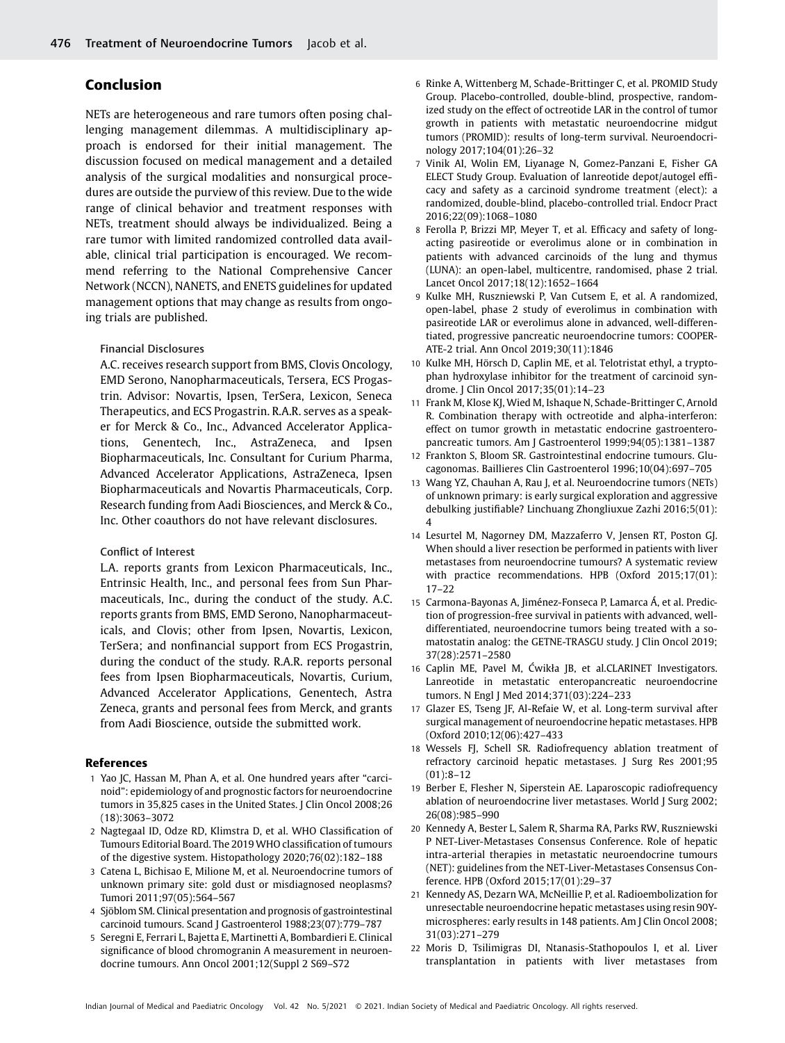## Conclusion

NETs are heterogeneous and rare tumors often posing challenging management dilemmas. A multidisciplinary approach is endorsed for their initial management. The discussion focused on medical management and a detailed analysis of the surgical modalities and nonsurgical procedures are outside the purview of this review. Due to the wide range of clinical behavior and treatment responses with NETs, treatment should always be individualized. Being a rare tumor with limited randomized controlled data available, clinical trial participation is encouraged. We recommend referring to the National Comprehensive Cancer Network (NCCN), NANETS, and ENETS guidelines for updated management options that may change as results from ongoing trials are published.

**Financial Disclosures**

A.C. receives research support from BMS, Clovis Oncology, EMD Serono, Nanopharmaceuticals, Tersera, ECS Progastrin. Advisor: Novartis, Ipsen, TerSera, Lexicon, Seneca Therapeutics, and ECS Progastrin. R.A.R. serves as a speaker for Merck & Co., Inc., Advanced Accelerator Applications, Genentech, Inc., AstraZeneca, and Ipsen Biopharmaceuticals, Inc. Consultant for Curium Pharma, Advanced Accelerator Applications, AstraZeneca, Ipsen Biopharmaceuticals and Novartis Pharmaceuticals, Corp. Research funding from Aadi Biosciences, and Merck & Co., Inc. Other coauthors do not have relevant disclosures.

**Conflict of Interest**

L.A. reports grants from Lexicon Pharmaceuticals, Inc., Entrinsic Health, Inc., and personal fees from Sun Pharmaceuticals, Inc., during the conduct of the study. A.C. reports grants from BMS, EMD Serono, Nanopharmaceuticals, and Clovis; other from Ipsen, Novartis, Lexicon, TerSera; and nonfinancial support from ECS Progastrin, during the conduct of the study. R.A.R. reports personal fees from Ipsen Biopharmaceuticals, Novartis, Curium, Advanced Accelerator Applications, Genentech, Astra Zeneca, grants and personal fees from Merck, and grants from Aadi Bioscience, outside the submitted work.

## References

1. Yao JC, Hassan M, Phan A, et al. One hundred years after "carcinoid": epidemiology of and prognostic factors for neuroendocrine tumors in 35,825 cases in the United States. J Clin Oncol 2008;26 (18):3063–3072
2. Nagtegaal ID, Odze RD, Klimstra D, et al. WHO Classification of Tumours Editorial Board. The 2019 WHO classification of tumours of the digestive system. Histopathology 2020;76(02):182–188
3. Catena L, Bichisao E, Milione M, et al. Neuroendocrine tumors of unknown primary site: gold dust or misdiagnosed neoplasms? Tumori 2011;97(05):564–567
4. Sjöblom SM. Clinical presentation and prognosis of gastrointestinal carcinoid tumours. Scand J Gastroenterol 1988;23(07):779–787
5. Seregni E, Ferrari L, Bajetta E, Martinetti A, Bombardieri E. Clinical significance of blood chromogranin A measurement in neuroendocrine tumours. Ann Oncol 2001;12(Suppl 2 S69–S72
6. Rinke A, Wittenberg M, Schade-Brittinger C, et al. PROMID Study Group. Placebo-controlled, double-blind, prospective, randomized study on the effect of octreotide LAR in the control of tumor growth in patients with metastatic neuroendocrine midgut tumors (PROMID): results of long-term survival. Neuroendocrinology 2017;104(01):26–32
7. Vinik AI, Wolin EM, Liyanage N, Gomez-Panzani E, Fisher GA ELECT Study Group. Evaluation of lanreotide depot/autogel efficacy and safety as a carcinoid syndrome treatment (elect): a randomized, double-blind, placebo-controlled trial. Endocr Pract 2016;22(09):1068–1080
8. Ferolla P, Brizzi MP, Meyer T, et al. Efficacy and safety of long-acting pasireotide or everolimus alone or in combination in patients with advanced carcinoids of the lung and thymus (LUNA): an open-label, multicentre, randomised, phase 2 trial. Lancet Oncol 2017;18(12):1652–1664
9. Kulke MH, Ruszniewski P, Van Cutsem E, et al. A randomized, open-label, phase 2 study of everolimus in combination with pasireotide LAR or everolimus alone in advanced, well-differentiated, progressive pancreatic neuroendocrine tumors: COOPERATE-2 trial. Ann Oncol 2019;30(11):1846
10. Kulke MH, Hörsch D, Caplin ME, et al. Telotristat ethyl, a tryptophan hydroxylase inhibitor for the treatment of carcinoid syndrome. J Clin Oncol 2017;35(01):14–23
11. Frank M, Klose KJ, Wied M, Ishaque N, Schade-Brittinger C, Arnold R. Combination therapy with octreotide and alpha-interferon: effect on tumor growth in metastatic endocrine gastroenteropancreatic tumors. Am J Gastroenterol 1999;94(05):1381–1387
12. Frankton S, Bloom SR. Gastrointestinal endocrine tumours. Glucagonomas. Baillieres Clin Gastroenterol 1996;10(04):697–705
13. Wang YZ, Chauhan A, Rau J, et al. Neuroendocrine tumors (NETs) of unknown primary: is early surgical exploration and aggressive debulking justifiable? Linchuang Zhongliuxue Zazhi 2016;5(01):4
14. Lesurtel M, Nagorney DM, Mazzaferro V, Jensen RT, Poston GJ. When should a liver resection be performed in patients with liver metastases from neuroendocrine tumours? A systematic review with practice recommendations. HPB (Oxford 2015;17(01):17–22
15. Carmona-Bayonas A, Jiménez-Fonseca P, Lamarca Á, et al. Prediction of progression-free survival in patients with advanced, well-differentiated, neuroendocrine tumors being treated with a somatostatin analog: the GETNE-TRASGU study. J Clin Oncol 2019;37(28):2571–2580
16. Caplin ME, Pavel M, Ćwikła JB, et al.CLARINET Investigators. Lanreotide in metastatic enteropancreatic neuroendocrine tumors. N Engl J Med 2014;371(03):224–233
17. Glazer ES, Tseng JF, Al-Refaie W, et al. Long-term survival after surgical management of neuroendocrine hepatic metastases. HPB (Oxford 2010;12(06):427–433
18. Wessels FJ, Schell SR. Radiofrequency ablation treatment of refractory carcinoid hepatic metastases. J Surg Res 2001;95 (01):8–12
19. Berber E, Flesher N, Siperstein AE. Laparoscopic radiofrequency ablation of neuroendocrine liver metastases. World J Surg 2002;26(08):985–990
20. Kennedy A, Bester L, Salem R, Sharma RA, Parks RW, Ruszniewski P NET-Liver-Metastases Consensus Conference. Role of hepatic intra-arterial therapies in metastatic neuroendocrine tumours (NET): guidelines from the NET-Liver-Metastases Consensus Conference. HPB (Oxford 2015;17(01):29–37
21. Kennedy AS, Dezarn WA, McNeillie P, et al. Radioembolization for unresectable neuroendocrine hepatic metastases using resin 90Y-microspheres: early results in 148 patients. Am J Clin Oncol 2008;31(03):271–279
22. Moris D, Tsilimigras DI, Ntanasis-Stathopoulos I, et al. Liver transplantation in patients with liver metastases from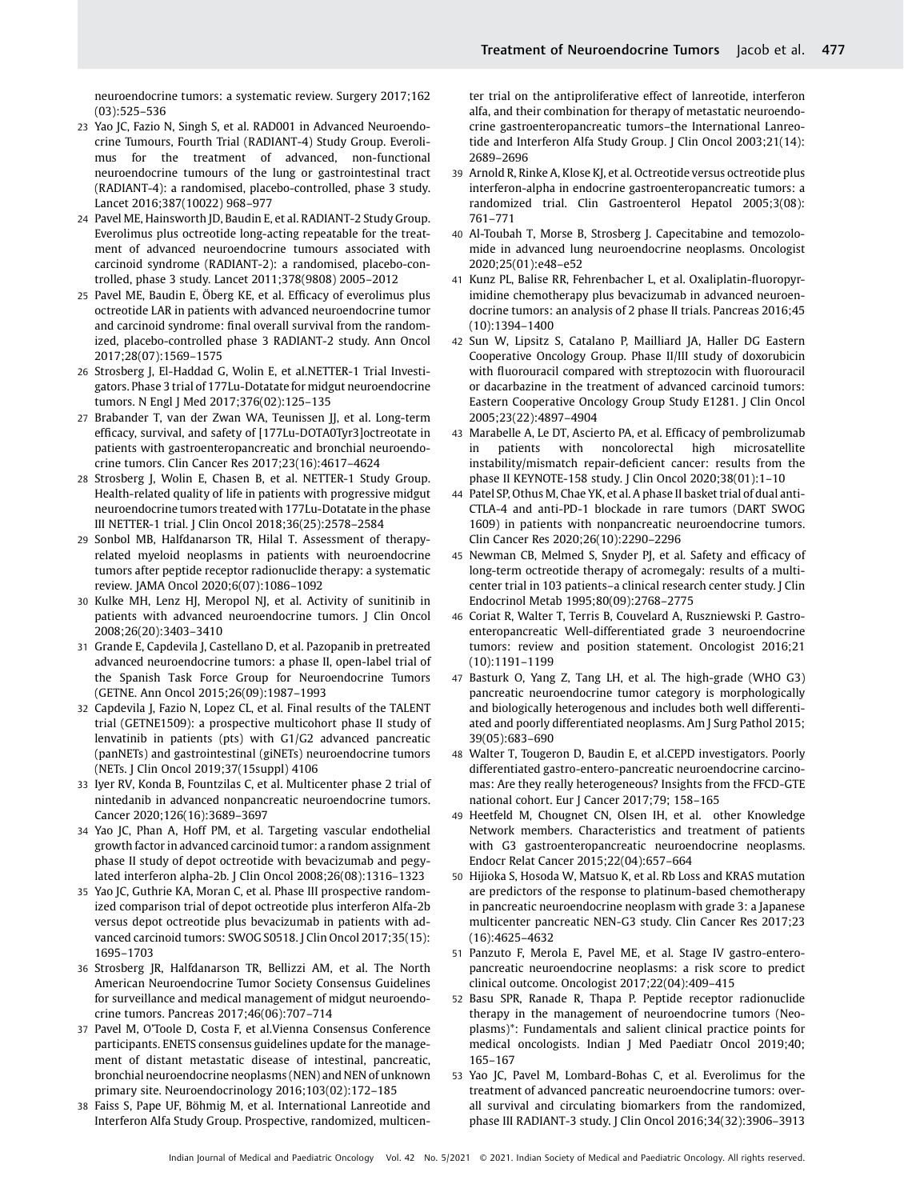neuroendocrine tumors: a systematic review. Surgery 2017;162 (03):525–536

23 Yao JC, Fazio N, Singh S, et al. RAD001 in Advanced Neuroendocrine Tumours, Fourth Trial (RADIANT-4) Study Group. Everolimus for the treatment of advanced, non-functional neuroendocrine tumours of the lung or gastrointestinal tract (RADIANT-4): a randomised, placebo-controlled, phase 3 study. Lancet 2016;387(10022) 968–977

24 Pavel ME, Hainsworth JD, Baudin E, et al. RADIANT-2 Study Group. Everolimus plus octreotide long-acting repeatable for the treatment of advanced neuroendocrine tumours associated with carcinoid syndrome (RADIANT-2): a randomised, placebo-controlled, phase 3 study. Lancet 2011;378(9808) 2005–2012

25 Pavel ME, Baudin E, Öberg KE, et al. Efficacy of everolimus plus octreotide LAR in patients with advanced neuroendocrine tumor and carcinoid syndrome: final overall survival from the randomized, placebo-controlled phase 3 RADIANT-2 study. Ann Oncol 2017;28(07):1569–1575

26 Strosberg J, El-Haddad G, Wolin E, et al.NETTER-1 Trial Investigators. Phase 3 trial of 177Lu-Dotatate for midgut neuroendocrine tumors. N Engl J Med 2017;376(02):125–135

27 Brabander T, van der Zwan WA, Teunissen JJ, et al. Long-term efficacy, survival, and safety of [177Lu-DOTA0Tyr3]octreotate in patients with gastroenteropancreatic and bronchial neuroendocrine tumors. Clin Cancer Res 2017;23(16):4617–4624

28 Strosberg J, Wolin E, Chasen B, et al. NETTER-1 Study Group. Health-related quality of life in patients with progressive midgut neuroendocrine tumors treated with 177Lu-Dotatate in the phase III NETTER-1 trial. J Clin Oncol 2018;36(25):2578–2584

29 Sonbol MB, Halfdanarson TR, Hilal T. Assessment of therapy-related myeloid neoplasms in patients with neuroendocrine tumors after peptide receptor radionuclide therapy: a systematic review. JAMA Oncol 2020;6(07):1086–1092

30 Kulke MH, Lenz HJ, Meropol NJ, et al. Activity of sunitinib in patients with advanced neuroendocrine tumors. J Clin Oncol 2008;26(20):3403–3410

31 Grande E, Capdevila J, Castellano D, et al. Pazopanib in pretreated advanced neuroendocrine tumors: a phase II, open-label trial of the Spanish Task Force Group for Neuroendocrine Tumors (GETNE. Ann Oncol 2015;26(09):1987–1993

32 Capdevila J, Fazio N, Lopez CL, et al. Final results of the TALENT trial (GETNE1509): a prospective multicohort phase II study of lenvatinib in patients (pts) with G1/G2 advanced pancreatic (panNETs) and gastrointestinal (giNETs) neuroendocrine tumors (NETs. J Clin Oncol 2019;37(15suppl) 4106

33 Iyer RV, Konda B, Fountzilas C, et al. Multicenter phase 2 trial of nintedanib in advanced nonpancreatic neuroendocrine tumors. Cancer 2020;126(16):3689–3697

34 Yao JC, Phan A, Hoff PM, et al. Targeting vascular endothelial growth factor in advanced carcinoid tumor: a random assignment phase II study of depot octreotide with bevacizumab and pegylated interferon alpha-2b. J Clin Oncol 2008;26(08):1316–1323

35 Yao JC, Guthrie KA, Moran C, et al. Phase III prospective randomized comparison trial of depot octreotide plus interferon Alfa-2b versus depot octreotide plus bevacizumab in patients with advanced carcinoid tumors: SWOG S0518. J Clin Oncol 2017;35(15): 1695–1703

36 Strosberg JR, Halfdanarson TR, Bellizzi AM, et al. The North American Neuroendocrine Tumor Society Consensus Guidelines for surveillance and medical management of midgut neuroendocrine tumors. Pancreas 2017;46(06):707–714

37 Pavel M, O'Toole D, Costa F, et al.Vienna Consensus Conference participants. ENETS consensus guidelines update for the management of distant metastatic disease of intestinal, pancreatic, bronchial neuroendocrine neoplasms (NEN) and NEN of unknown primary site. Neuroendocrinology 2016;103(02):172–185

38 Faiss S, Pape UF, Böhmig M, et al. International Lanreotide and Interferon Alfa Study Group. Prospective, randomized, multicenter trial on the antiproliferative effect of lanreotide, interferon alfa, and their combination for therapy of metastatic neuroendocrine gastroenteropancreatic tumors–the International Lanreotide and Interferon Alfa Study Group. J Clin Oncol 2003;21(14): 2689–2696

39 Arnold R, Rinke A, Klose KJ, et al. Octreotide versus octreotide plus interferon-alpha in endocrine gastroenteropancreatic tumors: a randomized trial. Clin Gastroenterol Hepatol 2005;3(08): 761–771

40 Al-Toubah T, Morse B, Strosberg J. Capecitabine and temozolomide in advanced lung neuroendocrine neoplasms. Oncologist 2020;25(01):e48–e52

41 Kunz PL, Balise RR, Fehrenbacher L, et al. Oxaliplatin-fluoropyrimidine chemotherapy plus bevacizumab in advanced neuroendocrine tumors: an analysis of 2 phase II trials. Pancreas 2016;45 (10):1394–1400

42 Sun W, Lipsitz S, Catalano P, Mailliard JA, Haller DG Eastern Cooperative Oncology Group. Phase II/III study of doxorubicin with fluorouracil compared with streptozocin with fluorouracil or dacarbazine in the treatment of advanced carcinoid tumors: Eastern Cooperative Oncology Group Study E1281. J Clin Oncol 2005;23(22):4897–4904

43 Marabelle A, Le DT, Ascierto PA, et al. Efficacy of pembrolizumab in patients with noncolorectal high microsatellite instability/mismatch repair-deficient cancer: results from the phase II KEYNOTE-158 study. J Clin Oncol 2020;38(01):1–10

44 Patel SP, Othus M, Chae YK, et al. A phase II basket trial of dual anti-CTLA-4 and anti-PD-1 blockade in rare tumors (DART SWOG 1609) in patients with nonpancreatic neuroendocrine tumors. Clin Cancer Res 2020;26(10):2290–2296

45 Newman CB, Melmed S, Snyder PJ, et al. Safety and efficacy of long-term octreotide therapy of acromegaly: results of a multicenter trial in 103 patients–a clinical research center study. J Clin Endocrinol Metab 1995;80(09):2768–2775

46 Coriat R, Walter T, Terris B, Couvelard A, Ruszniewski P. Gastroenteropancreatic Well-differentiated grade 3 neuroendocrine tumors: review and position statement. Oncologist 2016;21 (10):1191–1199

47 Basturk O, Yang Z, Tang LH, et al. The high-grade (WHO G3) pancreatic neuroendocrine tumor category is morphologically and biologically heterogenous and includes both well differentiated and poorly differentiated neoplasms. Am J Surg Pathol 2015; 39(05):683–690

48 Walter T, Tougeron D, Baudin E, et al.CEPD investigators. Poorly differentiated gastro-entero-pancreatic neuroendocrine carcinomas: Are they really heterogeneous? Insights from the FFCD-GTE national cohort. Eur J Cancer 2017;79; 158–165

49 Heetfeld M, Chougnet CN, Olsen IH, et al. other Knowledge Network members. Characteristics and treatment of patients with G3 gastroenteropancreatic neuroendocrine neoplasms. Endocr Relat Cancer 2015;22(04):657–664

50 Hijioka S, Hosoda W, Matsuo K, et al. Rb Loss and KRAS mutation are predictors of the response to platinum-based chemotherapy in pancreatic neuroendocrine neoplasm with grade 3: a Japanese multicenter pancreatic NEN-G3 study. Clin Cancer Res 2017;23 (16):4625–4632

51 Panzuto F, Merola E, Pavel ME, et al. Stage IV gastro-entero-pancreatic neuroendocrine neoplasms: a risk score to predict clinical outcome. Oncologist 2017;22(04):409–415

52 Basu SPR, Ranade R, Thapa P. Peptide receptor radionuclide therapy in the management of neuroendocrine tumors (Neoplasms)*: Fundamentals and salient clinical practice points for medical oncologists. Indian J Med Paediatr Oncol 2019;40; 165–167

53 Yao JC, Pavel M, Lombard-Bohas C, et al. Everolimus for the treatment of advanced pancreatic neuroendocrine tumors: overall survival and circulating biomarkers from the randomized, phase III RADIANT-3 study. J Clin Oncol 2016;34(32):3906–3913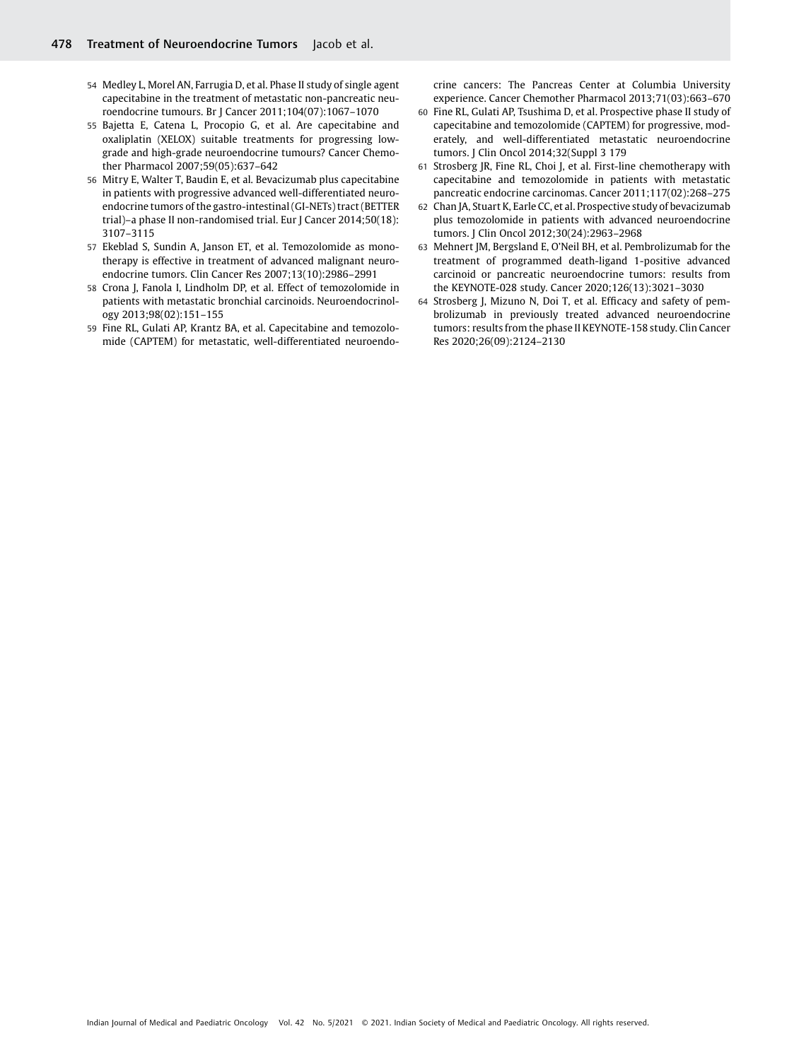54 Medley L, Morel AN, Farrugia D, et al. Phase II study of single agent capecitabine in the treatment of metastatic non-pancreatic neuroendocrine tumours. Br J Cancer 2011;104(07):1067–1070

55 Bajetta E, Catena L, Procopio G, et al. Are capecitabine and oxaliplatin (XELOX) suitable treatments for progressing low-grade and high-grade neuroendocrine tumours? Cancer Chemother Pharmacol 2007;59(05):637–642

56 Mitry E, Walter T, Baudin E, et al. Bevacizumab plus capecitabine in patients with progressive advanced well-differentiated neuroendocrine tumors of the gastro-intestinal (GI-NETs) tract (BETTER trial)–a phase II non-randomised trial. Eur J Cancer 2014;50(18): 3107–3115

57 Ekeblad S, Sundin A, Janson ET, et al. Temozolomide as monotherapy is effective in treatment of advanced malignant neuroendocrine tumors. Clin Cancer Res 2007;13(10):2986–2991

58 Crona J, Fanola I, Lindholm DP, et al. Effect of temozolomide in patients with metastatic bronchial carcinoids. Neuroendocrinology 2013;98(02):151–155

59 Fine RL, Gulati AP, Krantz BA, et al. Capecitabine and temozolomide (CAPTEM) for metastatic, well-differentiated neuroendocrine cancers: The Pancreas Center at Columbia University experience. Cancer Chemother Pharmacol 2013;71(03):663–670

60 Fine RL, Gulati AP, Tsushima D, et al. Prospective phase II study of capecitabine and temozolomide (CAPTEM) for progressive, moderately, and well-differentiated metastatic neuroendocrine tumors. J Clin Oncol 2014;32(Suppl 3 179

61 Strosberg JR, Fine RL, Choi J, et al. First-line chemotherapy with capecitabine and temozolomide in patients with metastatic pancreatic endocrine carcinomas. Cancer 2011;117(02):268–275

62 Chan JA, Stuart K, Earle CC, et al. Prospective study of bevacizumab plus temozolomide in patients with advanced neuroendocrine tumors. J Clin Oncol 2012;30(24):2963–2968

63 Mehnert JM, Bergsland E, O'Neil BH, et al. Pembrolizumab for the treatment of programmed death-ligand 1-positive advanced carcinoid or pancreatic neuroendocrine tumors: results from the KEYNOTE-028 study. Cancer 2020;126(13):3021–3030

64 Strosberg J, Mizuno N, Doi T, et al. Efficacy and safety of pembrolizumab in previously treated advanced neuroendocrine tumors: results from the phase II KEYNOTE-158 study. Clin Cancer Res 2020;26(09):2124–2130